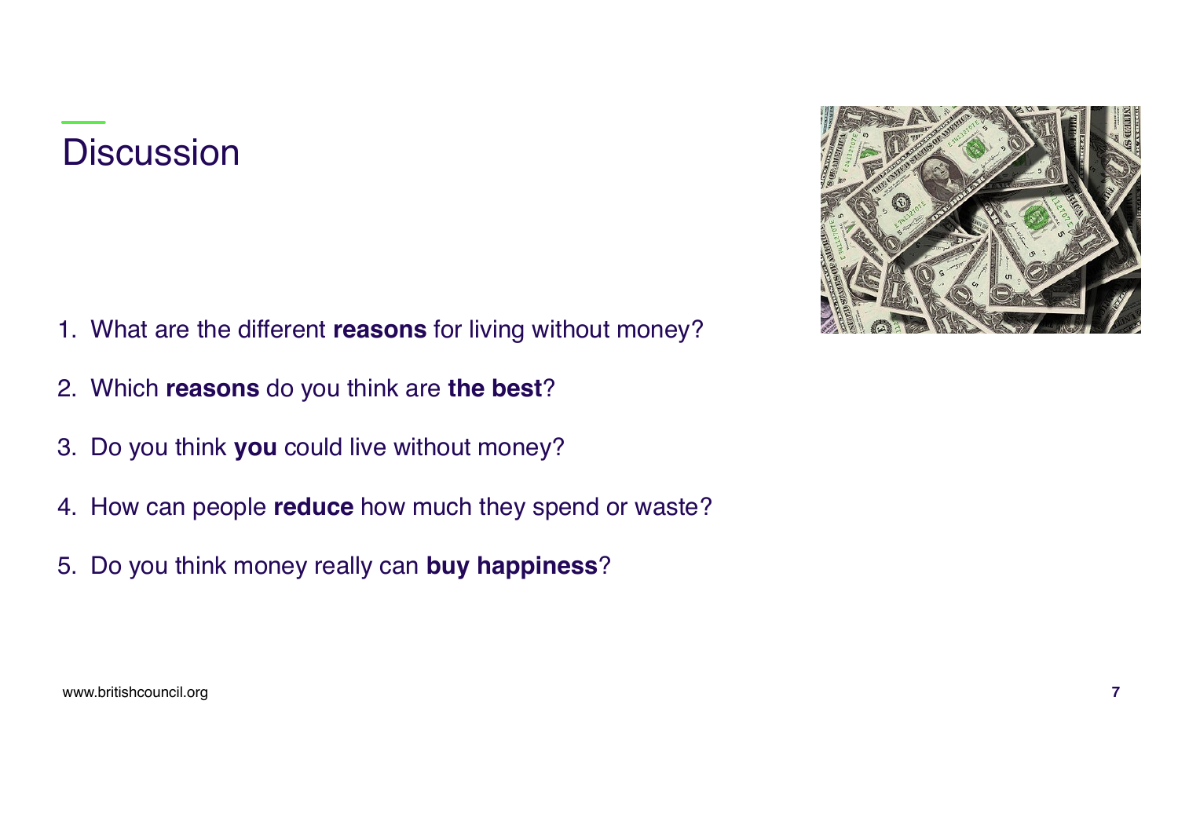# Discussion

1. What are the different **reasons** for living without money?
2. Which **reasons** do you think are **the best**?
3. Do you think **you** could live without money?
4. How can people **reduce** how much they spend or waste?
5. Do you think money really can **buy happiness**?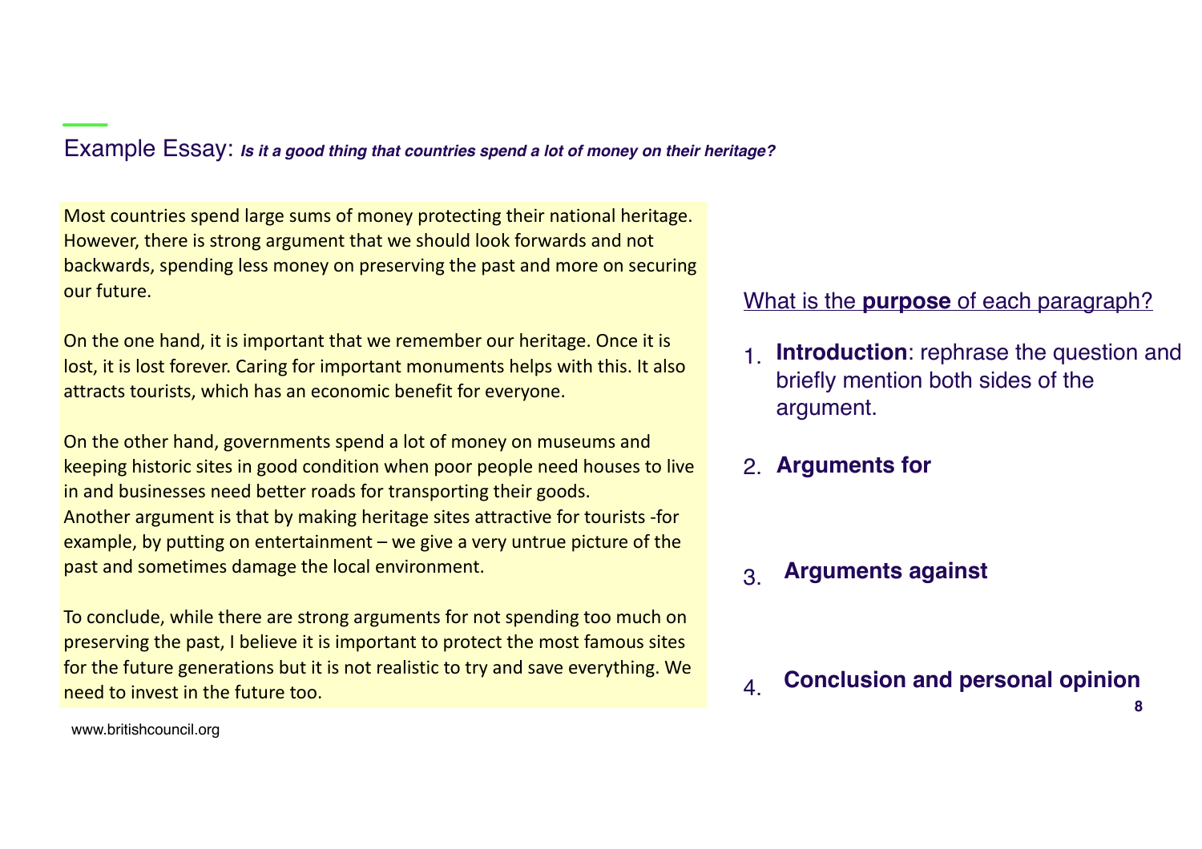## Example Essay: ***Is it a good thing that countries spend a lot of money on their heritage?***

Most countries spend large sums of money protecting their national heritage. However, there is strong argument that we should look forwards and not backwards, spending less money on preserving the past and more on securing our future.

On the one hand, it is important that we remember our heritage. Once it is lost, it is lost forever. Caring for important monuments helps with this. It also attracts tourists, which has an economic benefit for everyone.

On the other hand, governments spend a lot of money on museums and keeping historic sites in good condition when poor people need houses to live in and businesses need better roads for transporting their goods.
Another argument is that by making heritage sites attractive for tourists -for example, by putting on entertainment – we give a very untrue picture of the past and sometimes damage the local environment.

To conclude, while there are strong arguments for not spending too much on preserving the past, I believe it is important to protect the most famous sites for the future generations but it is not realistic to try and save everything. We need to invest in the future too.

www.britishcouncil.org

What is the **purpose** of each paragraph?

1. **Introduction**: rephrase the question and briefly mention both sides of the argument.
2. **Arguments for**
3. **Arguments against**
4. **Conclusion and personal opinion**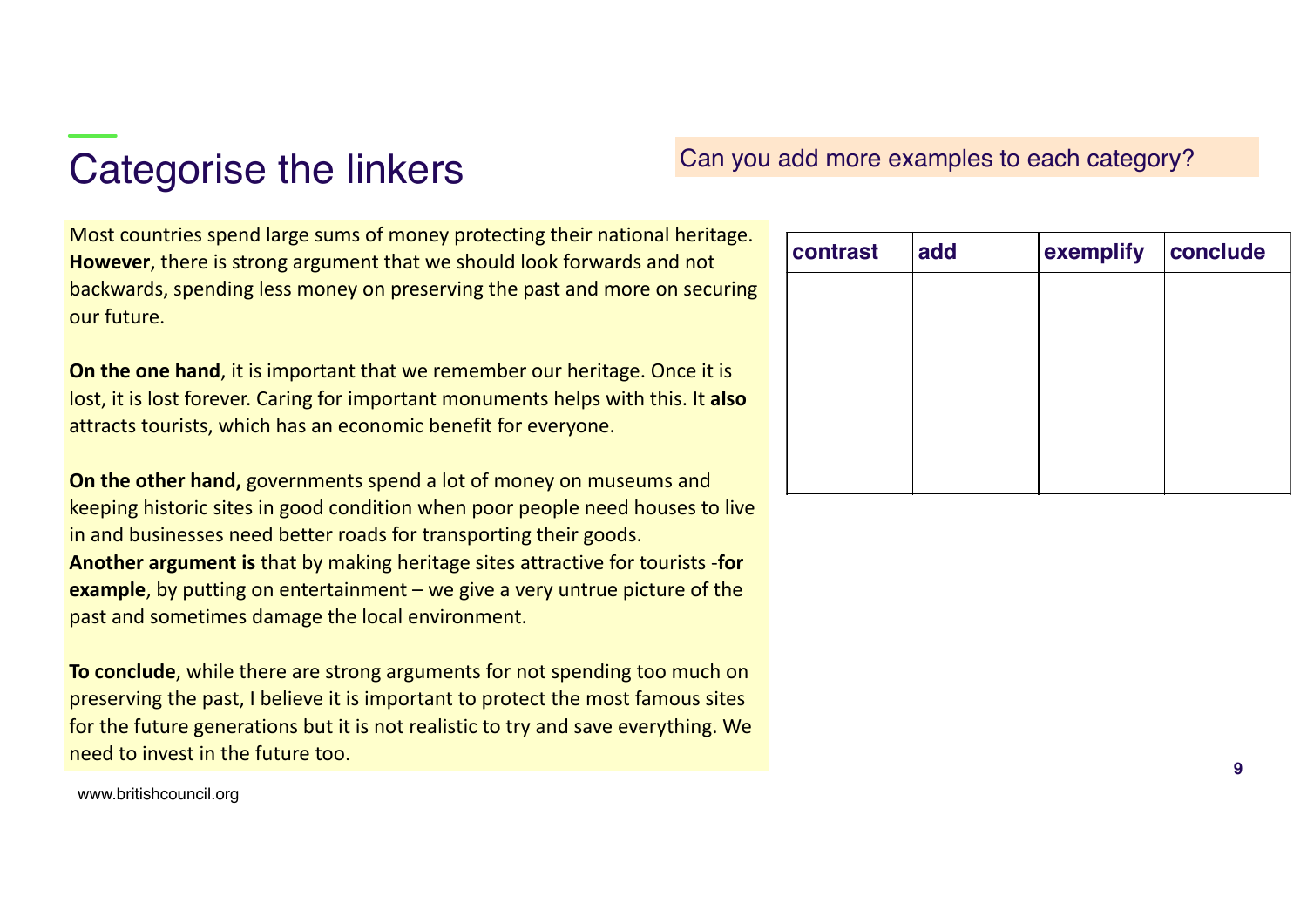# Categorise the linkers

Can you add more examples to each category?

Most countries spend large sums of money protecting their national heritage. **However**, there is strong argument that we should look forwards and not backwards, spending less money on preserving the past and more on securing our future.

**On the one hand**, it is important that we remember our heritage. Once it is lost, it is lost forever. Caring for important monuments helps with this. It **also** attracts tourists, which has an economic benefit for everyone.

**On the other hand,** governments spend a lot of money on museums and keeping historic sites in good condition when poor people need houses to live in and businesses need better roads for transporting their goods. **Another argument is** that by making heritage sites attractive for tourists -**for example**, by putting on entertainment – we give a very untrue picture of the past and sometimes damage the local environment.

**To conclude**, while there are strong arguments for not spending too much on preserving the past, I believe it is important to protect the most famous sites for the future generations but it is not realistic to try and save everything. We need to invest in the future too.

| contrast | add | exemplify | conclude |
| --- | --- | --- | --- |
| | | | |

www.britishcouncil.org